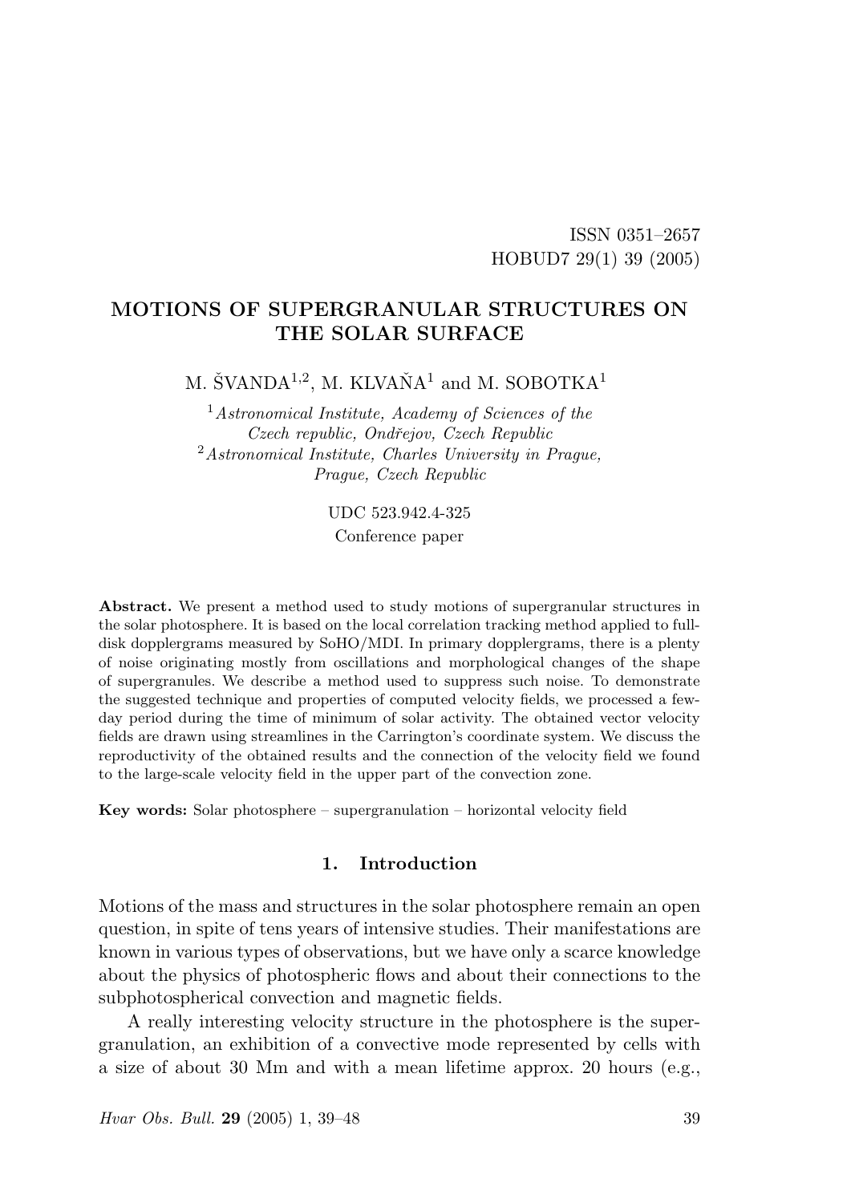ISSN 0351–2657
HOBUD7 29(1) 39 (2005)

# MOTIONS OF SUPERGRANULAR STRUCTURES ON THE SOLAR SURFACE

M. ŠVANDA[1,2], M. KLVAŇA[1] and M. SOBOTKA[1]

[1] *Astronomical Institute, Academy of Sciences of the Czech republic, Ondřejov, Czech Republic*
[2] *Astronomical Institute, Charles University in Prague, Prague, Czech Republic*

UDC 523.942.4-325
Conference paper

**Abstract.** We present a method used to study motions of supergranular structures in the solar photosphere. It is based on the local correlation tracking method applied to full-disk dopplergrams measured by SoHO/MDI. In primary dopplergrams, there is a plenty of noise originating mostly from oscillations and morphological changes of the shape of supergranules. We describe a method used to suppress such noise. To demonstrate the suggested technique and properties of computed velocity fields, we processed a few-day period during the time of minimum of solar activity. The obtained vector velocity fields are drawn using streamlines in the Carrington's coordinate system. We discuss the reproductivity of the obtained results and the connection of the velocity field we found to the large-scale velocity field in the upper part of the convection zone.

**Key words:** Solar photosphere – supergranulation – horizontal velocity field

## 1. Introduction

Motions of the mass and structures in the solar photosphere remain an open question, in spite of tens years of intensive studies. Their manifestations are known in various types of observations, but we have only a scarce knowledge about the physics of photospheric flows and about their connections to the subphotospherical convection and magnetic fields.

A really interesting velocity structure in the photosphere is the supergranulation, an exhibition of a convective mode represented by cells with a size of about 30 Mm and with a mean lifetime approx. 20 hours (e.g.,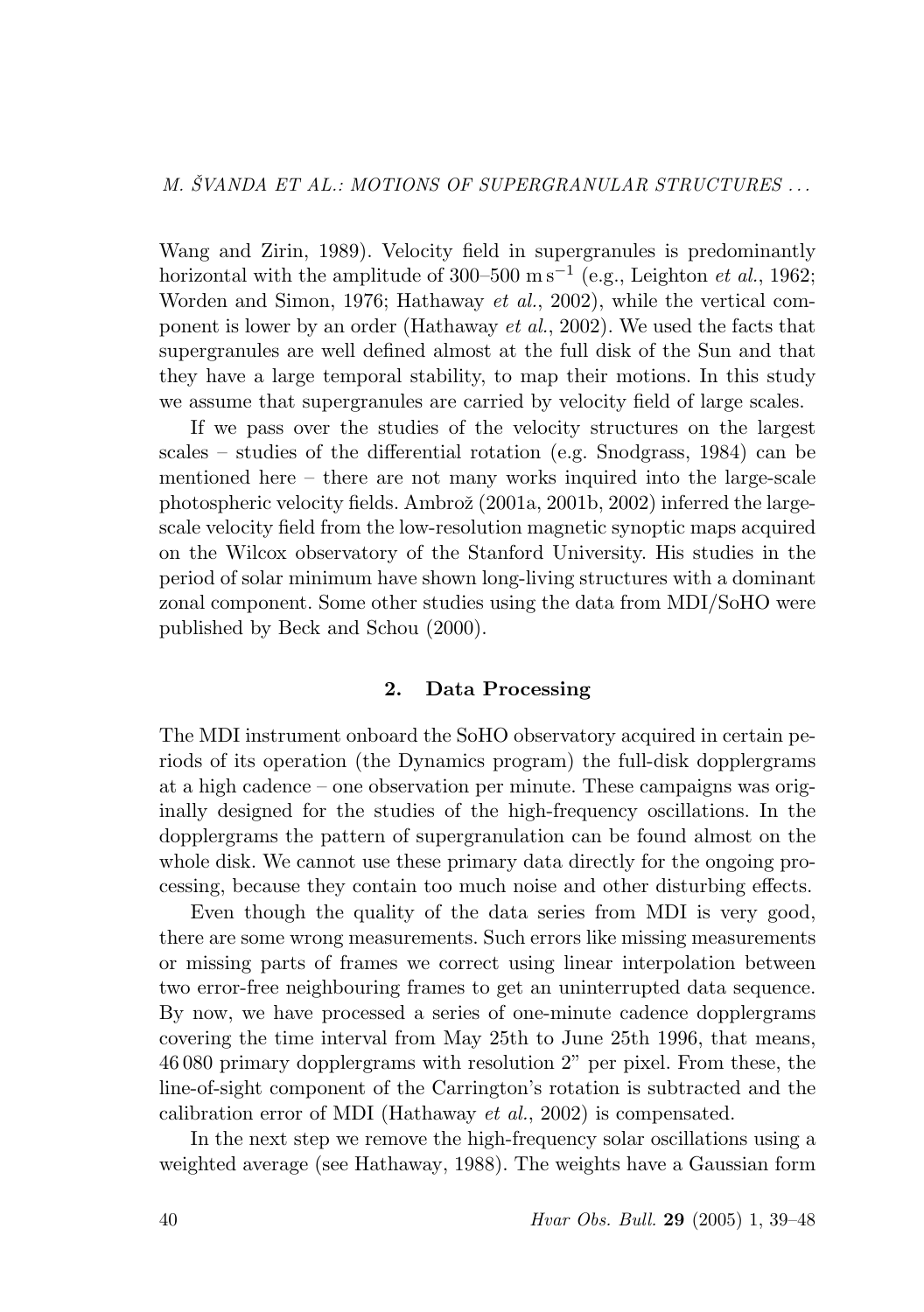Wang and Zirin, 1989). Velocity field in supergranules is predominantly horizontal with the amplitude of 300–500 m s$^{-1}$ (e.g., Leighton *et al.*, 1962; Worden and Simon, 1976; Hathaway *et al.*, 2002), while the vertical component is lower by an order (Hathaway *et al.*, 2002). We used the facts that supergranules are well defined almost at the full disk of the Sun and that they have a large temporal stability, to map their motions. In this study we assume that supergranules are carried by velocity field of large scales.

If we pass over the studies of the velocity structures on the largest scales – studies of the differential rotation (e.g. Snodgrass, 1984) can be mentioned here – there are not many works inquired into the large-scale photospheric velocity fields. Ambrož (2001a, 2001b, 2002) inferred the large-scale velocity field from the low-resolution magnetic synoptic maps acquired on the Wilcox observatory of the Stanford University. His studies in the period of solar minimum have shown long-living structures with a dominant zonal component. Some other studies using the data from MDI/SoHO were published by Beck and Schou (2000).

## 2. Data Processing

The MDI instrument onboard the SoHO observatory acquired in certain periods of its operation (the Dynamics program) the full-disk dopplergrams at a high cadence – one observation per minute. These campaigns was originally designed for the studies of the high-frequency oscillations. In the dopplergrams the pattern of supergranulation can be found almost on the whole disk. We cannot use these primary data directly for the ongoing processing, because they contain too much noise and other disturbing effects.

Even though the quality of the data series from MDI is very good, there are some wrong measurements. Such errors like missing measurements or missing parts of frames we correct using linear interpolation between two error-free neighbouring frames to get an uninterrupted data sequence. By now, we have processed a series of one-minute cadence dopplergrams covering the time interval from May 25th to June 25th 1996, that means, 46 080 primary dopplergrams with resolution 2" per pixel. From these, the line-of-sight component of the Carrington's rotation is subtracted and the calibration error of MDI (Hathaway *et al.*, 2002) is compensated.

In the next step we remove the high-frequency solar oscillations using a weighted average (see Hathaway, 1988). The weights have a Gaussian form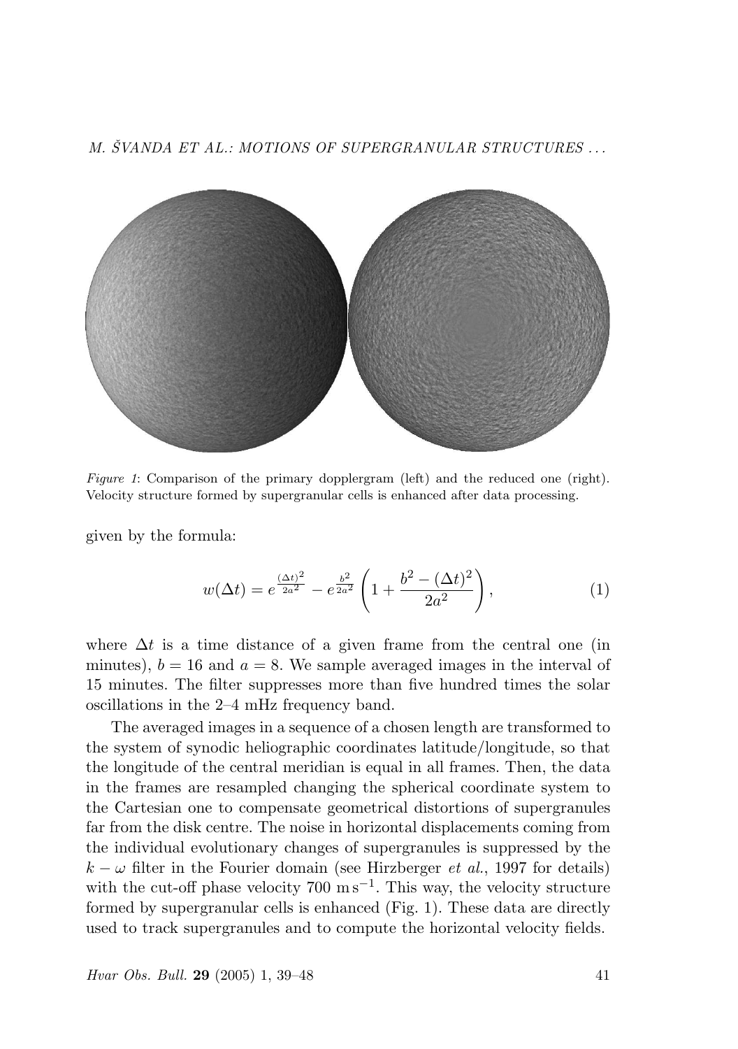*Figure 1*: Comparison of the primary dopplergram (left) and the reduced one (right). Velocity structure formed by supergranular cells is enhanced after data processing.

given by the formula:

$$w(\Delta t) = e^{\frac{(\Delta t)^2}{2a^2}} - e^{\frac{b^2}{2a^2}} \left(1 + \frac{b^2 - (\Delta t)^2}{2a^2}\right), \tag{1}$$

where $\Delta t$ is a time distance of a given frame from the central one (in minutes), $b = 16$ and $a = 8$. We sample averaged images in the interval of 15 minutes. The filter suppresses more than five hundred times the solar oscillations in the 2–4 mHz frequency band.

The averaged images in a sequence of a chosen length are transformed to the system of synodic heliographic coordinates latitude/longitude, so that the longitude of the central meridian is equal in all frames. Then, the data in the frames are resampled changing the spherical coordinate system to the Cartesian one to compensate geometrical distortions of supergranules far from the disk centre. The noise in horizontal displacements coming from the individual evolutionary changes of supergranules is suppressed by the $k - \omega$ filter in the Fourier domain (see Hirzberger *et al.*, 1997 for details) with the cut-off phase velocity 700 $\mathrm{m\,s^{-1}}$. This way, the velocity structure formed by supergranular cells is enhanced (Fig. 1). These data are directly used to track supergranules and to compute the horizontal velocity fields.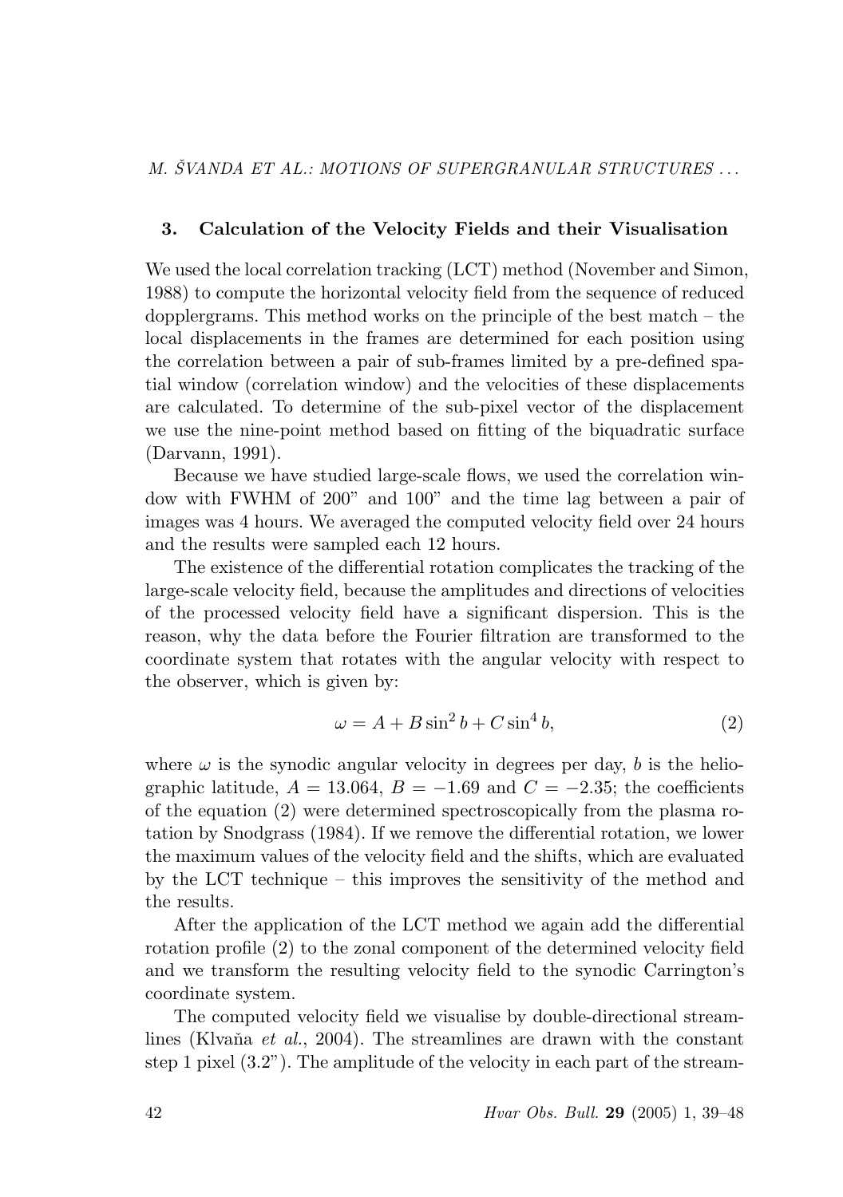## 3. Calculation of the Velocity Fields and their Visualisation

We used the local correlation tracking (LCT) method (November and Simon, 1988) to compute the horizontal velocity field from the sequence of reduced dopplergrams. This method works on the principle of the best match – the local displacements in the frames are determined for each position using the correlation between a pair of sub-frames limited by a pre-defined spatial window (correlation window) and the velocities of these displacements are calculated. To determine of the sub-pixel vector of the displacement we use the nine-point method based on fitting of the biquadratic surface (Darvann, 1991).

Because we have studied large-scale flows, we used the correlation window with FWHM of 200" and 100" and the time lag between a pair of images was 4 hours. We averaged the computed velocity field over 24 hours and the results were sampled each 12 hours.

The existence of the differential rotation complicates the tracking of the large-scale velocity field, because the amplitudes and directions of velocities of the processed velocity field have a significant dispersion. This is the reason, why the data before the Fourier filtration are transformed to the coordinate system that rotates with the angular velocity with respect to the observer, which is given by:

$$\omega = A + B \sin^2 b + C \sin^4 b, \tag{2}$$

where $\omega$ is the synodic angular velocity in degrees per day, $b$ is the heliographic latitude, $A = 13.064$, $B = -1.69$ and $C = -2.35$; the coefficients of the equation (2) were determined spectroscopically from the plasma rotation by Snodgrass (1984). If we remove the differential rotation, we lower the maximum values of the velocity field and the shifts, which are evaluated by the LCT technique – this improves the sensitivity of the method and the results.

After the application of the LCT method we again add the differential rotation profile (2) to the zonal component of the determined velocity field and we transform the resulting velocity field to the synodic Carrington's coordinate system.

The computed velocity field we visualise by double-directional streamlines (Klvaňa *et al.*, 2004). The streamlines are drawn with the constant step 1 pixel (3.2"). The amplitude of the velocity in each part of the stream-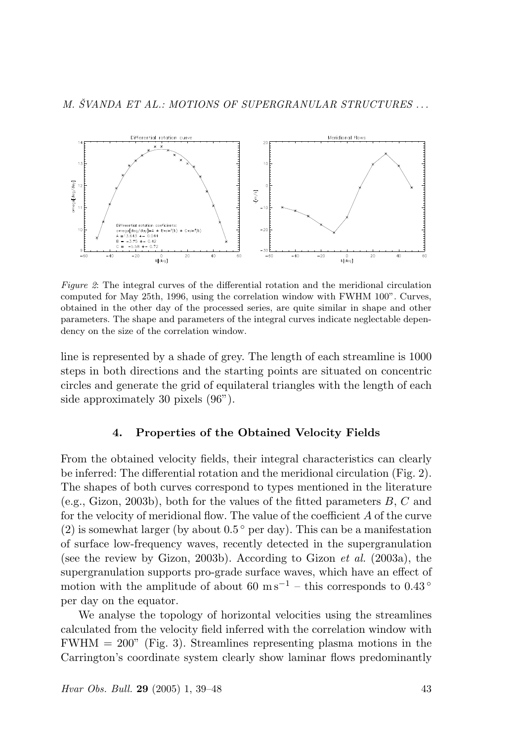*Figure 2*: The integral curves of the differential rotation and the meridional circulation computed for May 25th, 1996, using the correlation window with FWHM 100". Curves, obtained in the other day of the processed series, are quite similar in shape and other parameters. The shape and parameters of the integral curves indicate neglectable dependency on the size of the correlation window.

line is represented by a shade of grey. The length of each streamline is 1000 steps in both directions and the starting points are situated on concentric circles and generate the grid of equilateral triangles with the length of each side approximately 30 pixels (96").

## 4. Properties of the Obtained Velocity Fields

From the obtained velocity fields, their integral characteristics can clearly be inferred: The differential rotation and the meridional circulation (Fig. 2). The shapes of both curves correspond to types mentioned in the literature (e.g., Gizon, 2003b), both for the values of the fitted parameters $B$, $C$ and for the velocity of meridional flow. The value of the coefficient $A$ of the curve (2) is somewhat larger (by about $0.5\,^\circ$ per day). This can be a manifestation of surface low-frequency waves, recently detected in the supergranulation (see the review by Gizon, 2003b). According to Gizon *et al.* (2003a), the supergranulation supports pro-grade surface waves, which have an effect of motion with the amplitude of about 60 $\mathrm{m\,s^{-1}}$ – this corresponds to $0.43\,^\circ$ per day on the equator.

We analyse the topology of horizontal velocities using the streamlines calculated from the velocity field inferred with the correlation window with FWHM = 200" (Fig. 3). Streamlines representing plasma motions in the Carrington's coordinate system clearly show laminar flows predominantly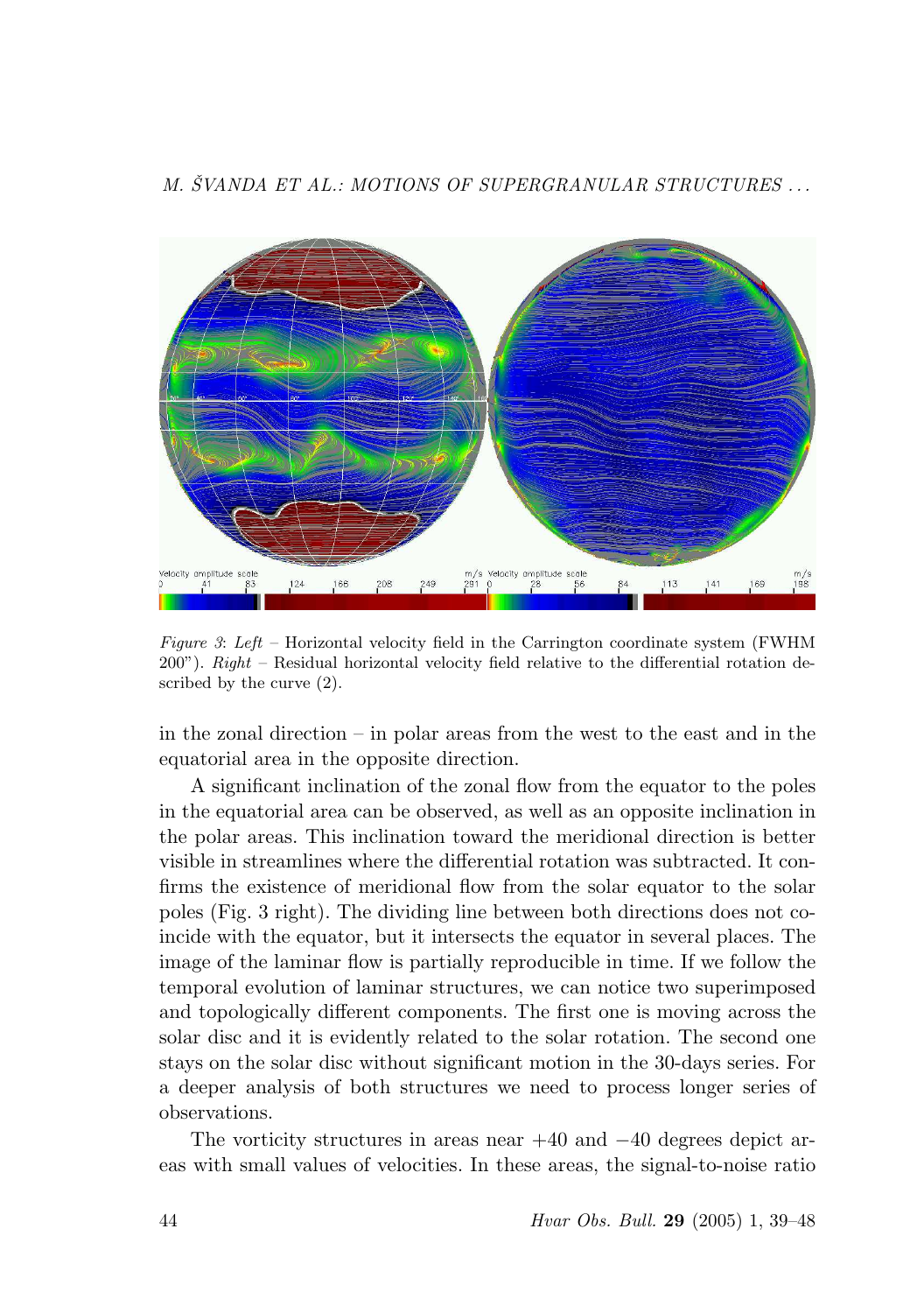*Figure 3*: *Left* – Horizontal velocity field in the Carrington coordinate system (FWHM 200"). *Right* – Residual horizontal velocity field relative to the differential rotation described by the curve (2).

in the zonal direction – in polar areas from the west to the east and in the equatorial area in the opposite direction.

A significant inclination of the zonal flow from the equator to the poles in the equatorial area can be observed, as well as an opposite inclination in the polar areas. This inclination toward the meridional direction is better visible in streamlines where the differential rotation was subtracted. It confirms the existence of meridional flow from the solar equator to the solar poles (Fig. 3 right). The dividing line between both directions does not coincide with the equator, but it intersects the equator in several places. The image of the laminar flow is partially reproducible in time. If we follow the temporal evolution of laminar structures, we can notice two superimposed and topologically different components. The first one is moving across the solar disc and it is evidently related to the solar rotation. The second one stays on the solar disc without significant motion in the 30-days series. For a deeper analysis of both structures we need to process longer series of observations.

The vorticity structures in areas near +40 and −40 degrees depict areas with small values of velocities. In these areas, the signal-to-noise ratio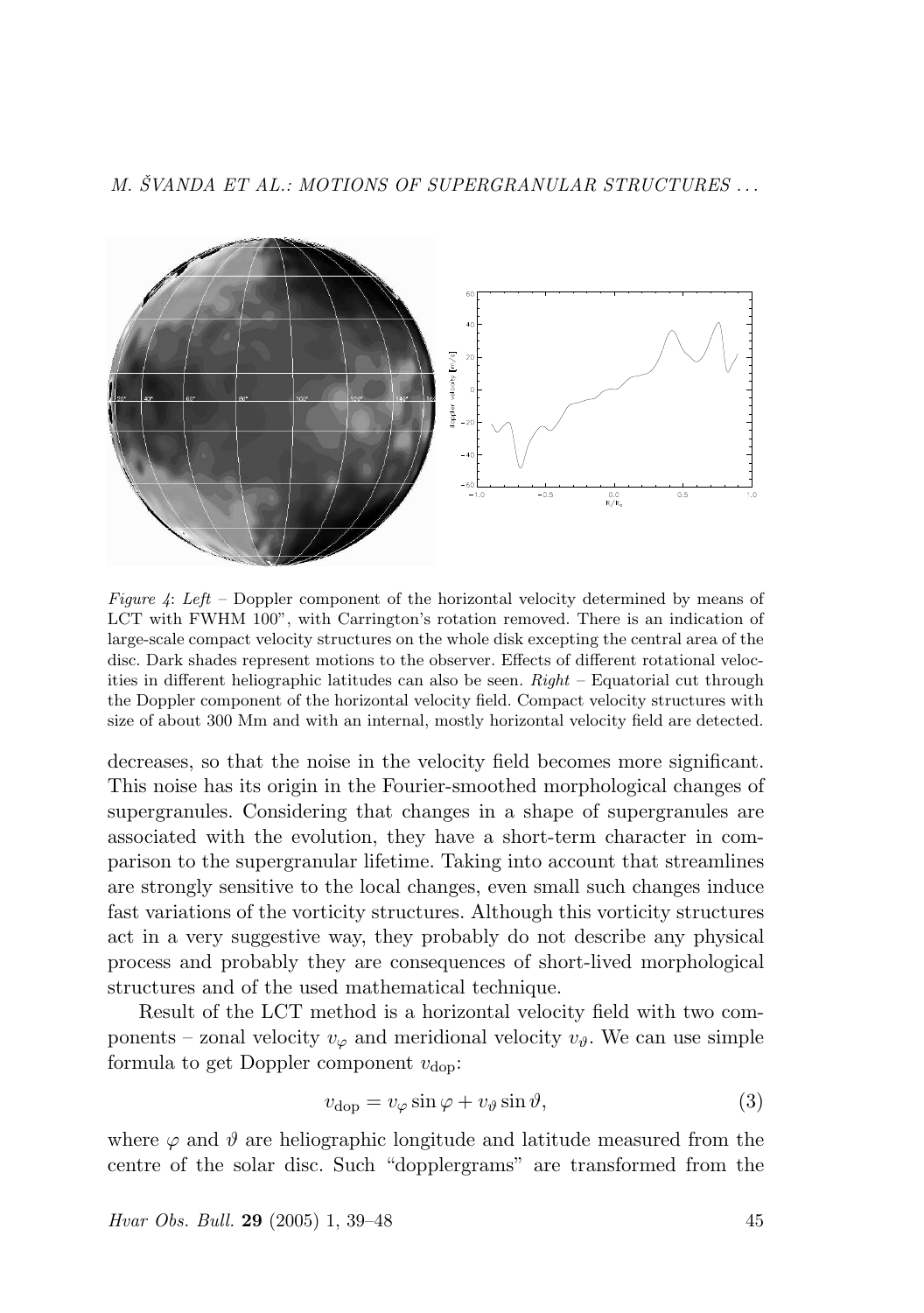*Figure 4*: *Left* – Doppler component of the horizontal velocity determined by means of LCT with FWHM 100", with Carrington's rotation removed. There is an indication of large-scale compact velocity structures on the whole disk excepting the central area of the disc. Dark shades represent motions to the observer. Effects of different rotational velocities in different heliographic latitudes can also be seen. *Right* – Equatorial cut through the Doppler component of the horizontal velocity field. Compact velocity structures with size of about 300 Mm and with an internal, mostly horizontal velocity field are detected.

decreases, so that the noise in the velocity field becomes more significant. This noise has its origin in the Fourier-smoothed morphological changes of supergranules. Considering that changes in a shape of supergranules are associated with the evolution, they have a short-term character in comparison to the supergranular lifetime. Taking into account that streamlines are strongly sensitive to the local changes, even small such changes induce fast variations of the vorticity structures. Although this vorticity structures act in a very suggestive way, they probably do not describe any physical process and probably they are consequences of short-lived morphological structures and of the used mathematical technique.

Result of the LCT method is a horizontal velocity field with two components – zonal velocity $v_\varphi$ and meridional velocity $v_\vartheta$. We can use simple formula to get Doppler component $v_{\rm dop}$:

$$v_{\rm dop} = v_\varphi \sin\varphi + v_\vartheta \sin\vartheta, \tag{3}$$

where $\varphi$ and $\vartheta$ are heliographic longitude and latitude measured from the centre of the solar disc. Such "dopplergrams" are transformed from the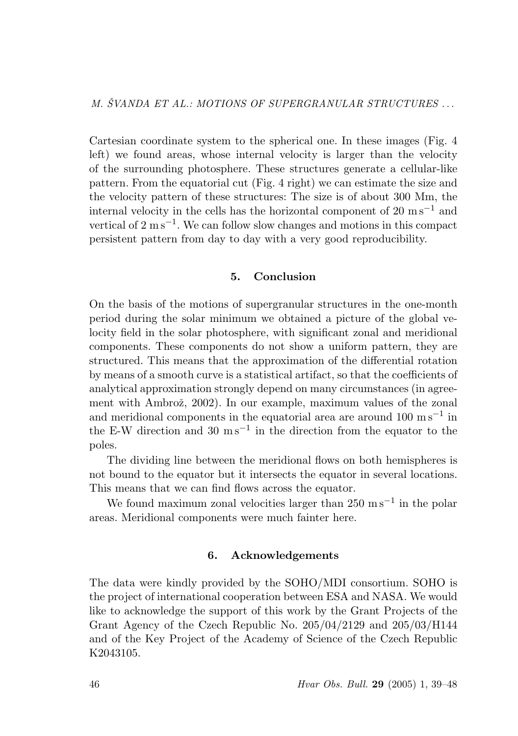Cartesian coordinate system to the spherical one. In these images (Fig. 4 left) we found areas, whose internal velocity is larger than the velocity of the surrounding photosphere. These structures generate a cellular-like pattern. From the equatorial cut (Fig. 4 right) we can estimate the size and the velocity pattern of these structures: The size is of about 300 Mm, the internal velocity in the cells has the horizontal component of 20 $\mathrm{m\,s^{-1}}$ and vertical of 2 $\mathrm{m\,s^{-1}}$. We can follow slow changes and motions in this compact persistent pattern from day to day with a very good reproducibility.

## 5. Conclusion

On the basis of the motions of supergranular structures in the one-month period during the solar minimum we obtained a picture of the global velocity field in the solar photosphere, with significant zonal and meridional components. These components do not show a uniform pattern, they are structured. This means that the approximation of the differential rotation by means of a smooth curve is a statistical artifact, so that the coefficients of analytical approximation strongly depend on many circumstances (in agreement with Ambrož, 2002). In our example, maximum values of the zonal and meridional components in the equatorial area are around 100 $\mathrm{m\,s^{-1}}$ in the E-W direction and 30 $\mathrm{m\,s^{-1}}$ in the direction from the equator to the poles.

The dividing line between the meridional flows on both hemispheres is not bound to the equator but it intersects the equator in several locations. This means that we can find flows across the equator.

We found maximum zonal velocities larger than 250 $\mathrm{m\,s^{-1}}$ in the polar areas. Meridional components were much fainter here.

## 6. Acknowledgements

The data were kindly provided by the SOHO/MDI consortium. SOHO is the project of international cooperation between ESA and NASA. We would like to acknowledge the support of this work by the Grant Projects of the Grant Agency of the Czech Republic No. 205/04/2129 and 205/03/H144 and of the Key Project of the Academy of Science of the Czech Republic K2043105.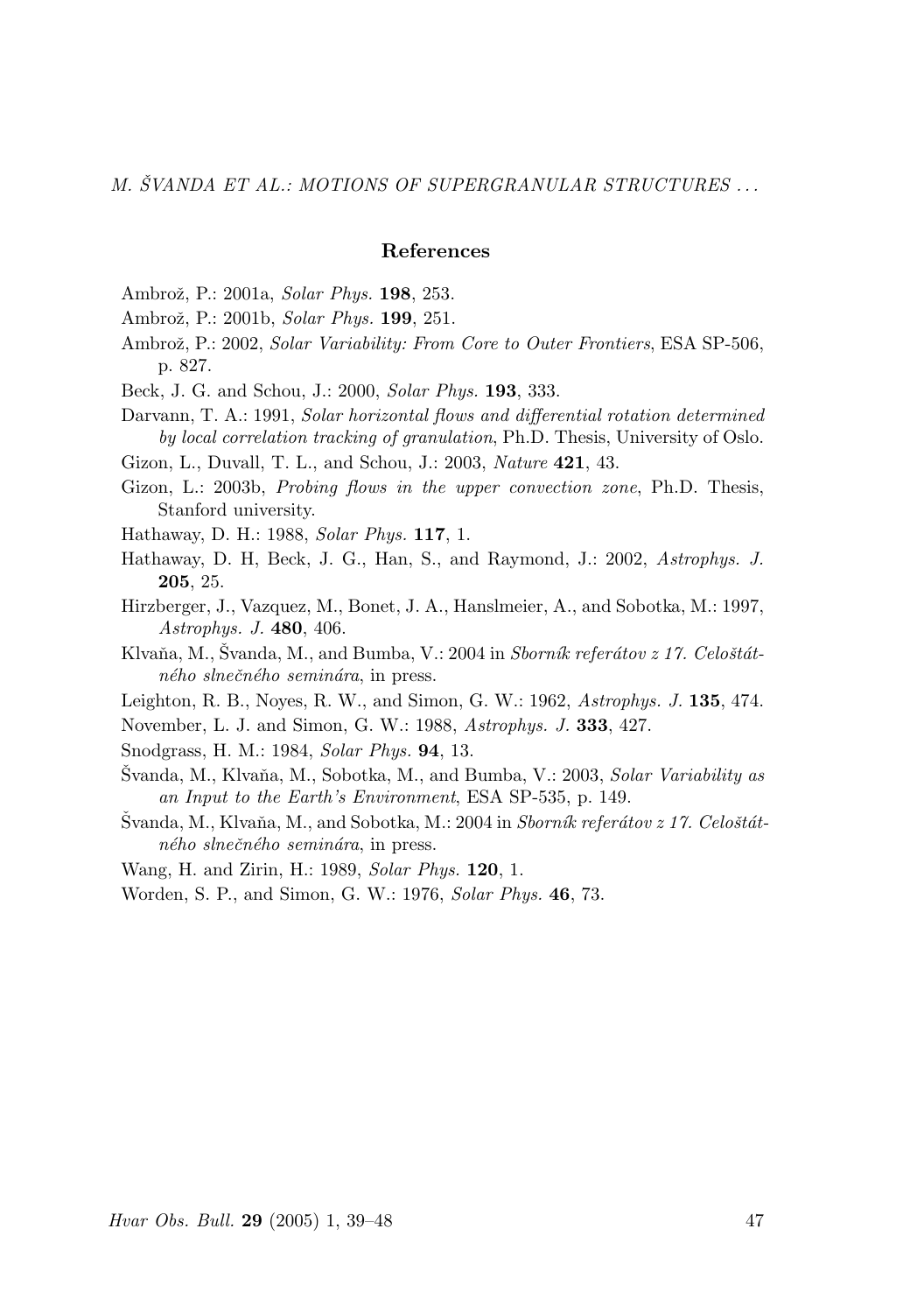## References

Ambrož, P.: 2001a, *Solar Phys.* **198**, 253.

Ambrož, P.: 2001b, *Solar Phys.* **199**, 251.

Ambrož, P.: 2002, *Solar Variability: From Core to Outer Frontiers*, ESA SP-506, p. 827.

Beck, J. G. and Schou, J.: 2000, *Solar Phys.* **193**, 333.

Darvann, T. A.: 1991, *Solar horizontal flows and differential rotation determined by local correlation tracking of granulation*, Ph.D. Thesis, University of Oslo.

Gizon, L., Duvall, T. L., and Schou, J.: 2003, *Nature* **421**, 43.

Gizon, L.: 2003b, *Probing flows in the upper convection zone*, Ph.D. Thesis, Stanford university.

Hathaway, D. H.: 1988, *Solar Phys.* **117**, 1.

Hathaway, D. H, Beck, J. G., Han, S., and Raymond, J.: 2002, *Astrophys. J.* **205**, 25.

Hirzberger, J., Vazquez, M., Bonet, J. A., Hanslmeier, A., and Sobotka, M.: 1997, *Astrophys. J.* **480**, 406.

Klvaňa, M., Švanda, M., and Bumba, V.: 2004 in *Sborník referátov z 17. Celoštátného slnečného seminára*, in press.

Leighton, R. B., Noyes, R. W., and Simon, G. W.: 1962, *Astrophys. J.* **135**, 474.

November, L. J. and Simon, G. W.: 1988, *Astrophys. J.* **333**, 427.

Snodgrass, H. M.: 1984, *Solar Phys.* **94**, 13.

Švanda, M., Klvaňa, M., Sobotka, M., and Bumba, V.: 2003, *Solar Variability as an Input to the Earth's Environment*, ESA SP-535, p. 149.

Švanda, M., Klvaňa, M., and Sobotka, M.: 2004 in *Sborník referátov z 17. Celoštátného slnečného seminára*, in press.

Wang, H. and Zirin, H.: 1989, *Solar Phys.* **120**, 1.

Worden, S. P., and Simon, G. W.: 1976, *Solar Phys.* **46**, 73.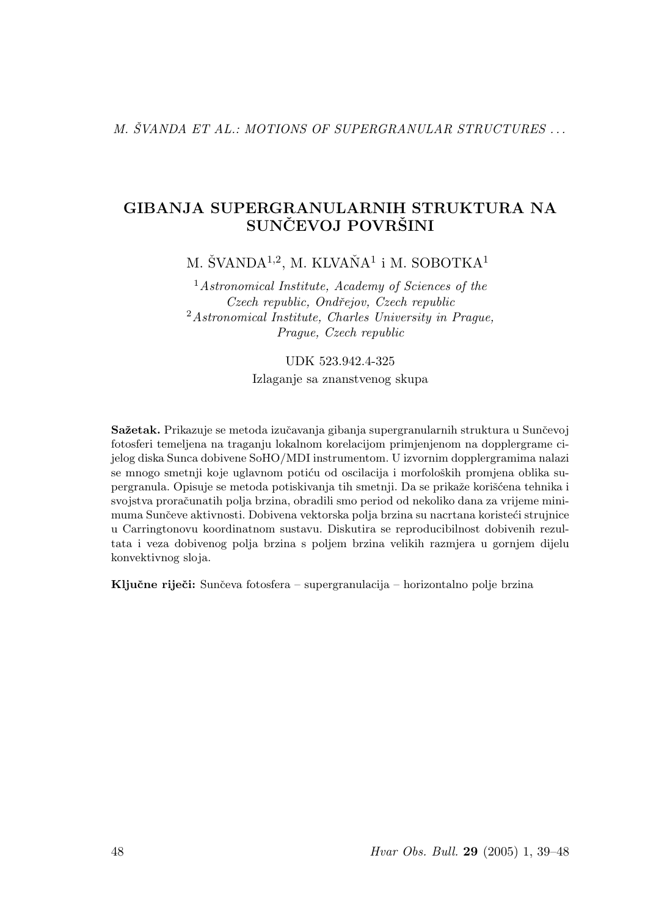# GIBANJA SUPERGRANULARNIH STRUKTURA NA SUNČEVOJ POVRŠINI

M. ŠVANDA[1,2], M. KLVAŇA[1] i M. SOBOTKA[1]

[1] *Astronomical Institute, Academy of Sciences of the Czech republic, Ondřejov, Czech republic*
[2] *Astronomical Institute, Charles University in Prague, Prague, Czech republic*

UDK 523.942.4-325

Izlaganje sa znanstvenog skupa

**Sažetak.** Prikazuje se metoda izučavanja gibanja supergranularnih struktura u Sunčevoj fotosferi temeljena na traganju lokalnom korelacijom primjenjenom na dopplergrame cijelog diska Sunca dobivene SoHO/MDI instrumentom. U izvornim dopplergramima nalazi se mnogo smetnji koje uglavnom potiću od oscilacija i morfoloških promjena oblika supergranula. Opisuje se metoda potiskivanja tih smetnji. Da se prikaže korišćena tehnika i svojstva proračunatih polja brzina, obradili smo period od nekoliko dana za vrijeme minimuma Sunčeve aktivnosti. Dobivena vektorska polja brzina su nacrtana koristeći strujnice u Carringtonovu koordinatnom sustavu. Diskutira se reproducibilnost dobivenih rezultata i veza dobivenog polja brzina s poljem brzina velikih razmjera u gornjem dijelu konvektivnog sloja.

**Ključne riječi:** Sunčeva fotosfera – supergranulacija – horizontalno polje brzina